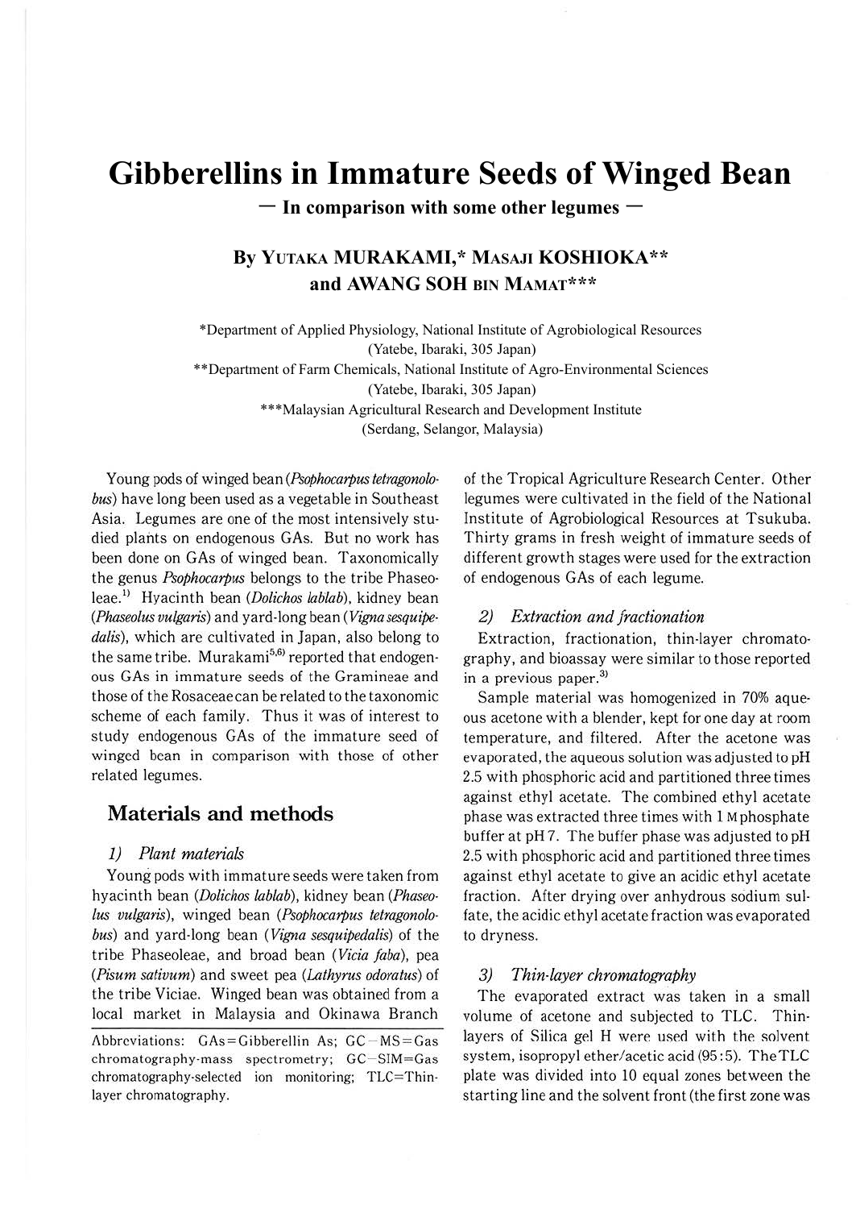# Gibbberellins in Immature Seeds of Winged Bean

## — In comparison with some other legumes —

### By YUTAKA MURAKAMI,* MASAJI KOSHIOKA** and AWANG SOH BIN MAMAT***

*Department of Applied Physiology, National Institute of Agrobiological Resources (Yatebe, Ibaraki, 305 Japan)

**Department of Farm Chemicals, National Institute of Agro-Environmental Sciences (Yatebe, Ibaraki, 305 Japan)

***Malaysian Agricultural Research and Development Institute (Serdang, Selangor, Malaysia)

Young pods of winged bean (*Psophocarpus tetragonolobus*) have long been used as a vegetable in Southeast Asia. Legumes are one of the most intensively studied plants on endogenous GAs. But no work has been done on GAs of winged bean. Taxonomically the genus *Psophocarpus* belongs to the tribe Phaseoleae.[1] Hyacinth bean (*Dolichos lablab*), kidney bean (*Phaseolus vulgaris*) and yard-long bean (*Vigna sesquipedalis*), which are cultivated in Japan, also belong to the same tribe. Murakami[5,6] reported that endogenous GAs in immature seeds of the Gramineae and those of the Rosaceae can be related to the taxonomic scheme of each family. Thus it was of interest to study endogenous GAs of the immature seed of winged bean in comparison with those of other related legumes.

## Materials and methods

### 1) Plant materials

Young pods with immature seeds were taken from hyacinth bean (*Dolichos lablab*), kidney bean (*Phaseolus vulgaris*), winged bean (*Psophocarpus tetragonolobus*) and yard-long bean (*Vigna sesquipedalis*) of the tribe Phaseoleae, and broad bean (*Vicia faba*), pea (*Pisum sativum*) and sweet pea (*Lathyrus odoratus*) of the tribe Viciae. Winged bean was obtained from a local market in Malaysia and Okinawa Branch of the Tropical Agriculture Research Center. Other legumes were cultivated in the field of the National Institute of Agrobiological Resources at Tsukuba. Thirty grams in fresh weight of immature seeds of different growth stages were used for the extraction of endogenous GAs of each legume.

Abbreviations: GAs=Gibberellin As; GC−MS=Gas chromatography-mass spectrometry; GC−SIM=Gas chromatography-selected ion monitoring; TLC=Thin-layer chromatography.

### 2) Extraction and fractionation

Extraction, fractionation, thin-layer chromatography, and bioassay were similar to those reported in a previous paper.[3]

Sample material was homogenized in 70% aqueous acetone with a blender, kept for one day at room temperature, and filtered. After the acetone was evaporated, the aqueous solution was adjusted to pH 2.5 with phosphoric acid and partitioned three times against ethyl acetate. The combined ethyl acetate phase was extracted three times with 1 M phosphate buffer at pH 7. The buffer phase was adjusted to pH 2.5 with phosphoric acid and partitioned three times against ethyl acetate to give an acidic ethyl acetate fraction. After drying over anhydrous sodium sulfate, the acidic ethyl acetate fraction was evaporated to dryness.

### 3) Thin-layer chromatography

The evaporated extract was taken in a small volume of acetone and subjected to TLC. Thinlayers of Silica gel H were used with the solvent system, isopropyl ether/acetic acid (95:5). The TLC plate was divided into 10 equal zones between the starting line and the solvent front (the first zone was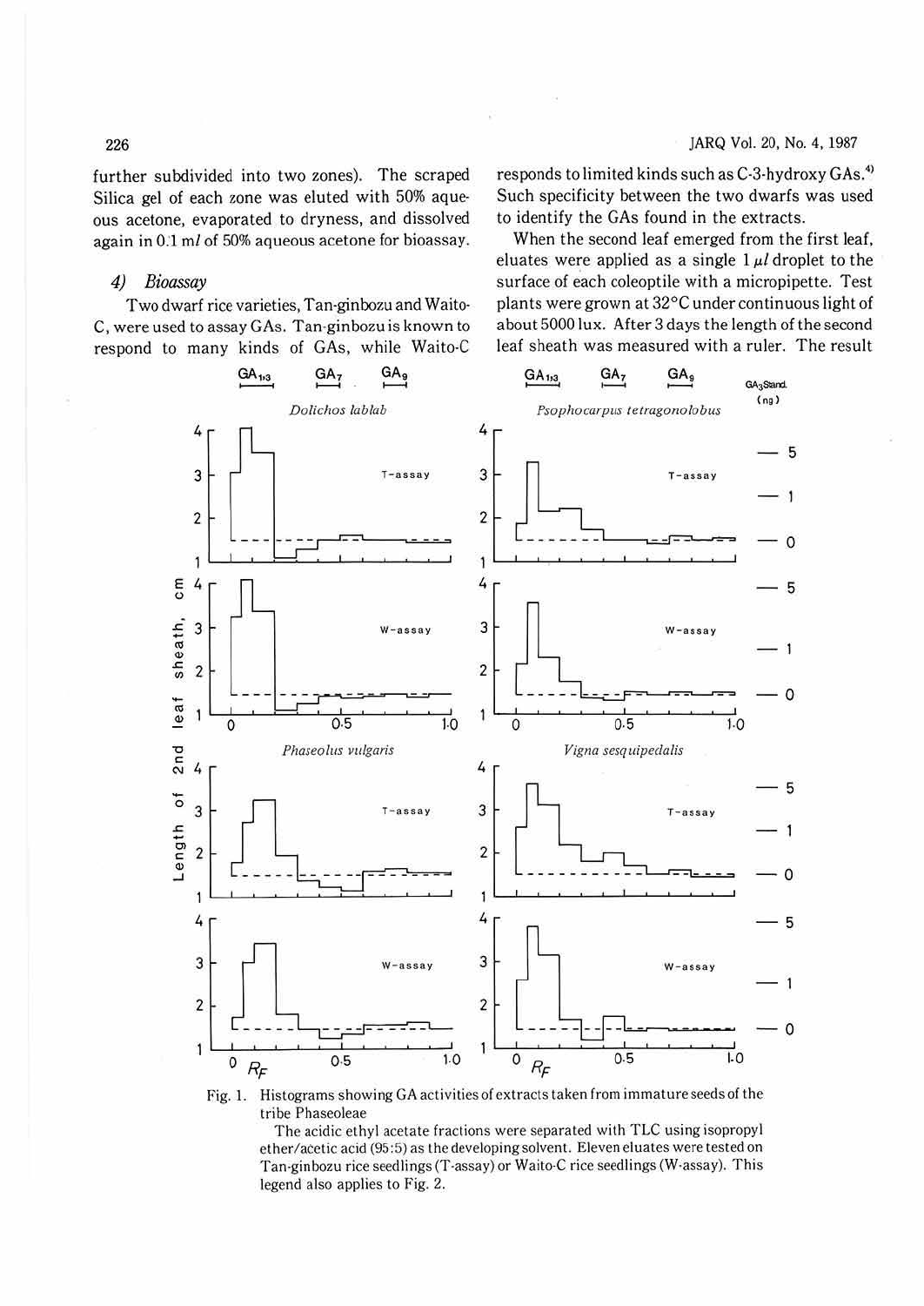further subdivided into two zones). The scraped Silica gel of each zone was eluted with 50% aqueous acetone, evaporated to dryness, and dissolved again in 0.1 ml of 50% aqueous acetone for bioassay.

#### 4) Bioassay

Two dwarf rice varieties, Tan-ginbozu and Waito-C, were used to assay GAs. Tan-ginbozu is known to respond to many kinds of GAs, while Waito-C responds to limited kinds such as C-3-hydroxy GAs.[4] Such specificity between the two dwarfs was used to identify the GAs found in the extracts.

When the second leaf emerged from the first leaf, eluates were applied as a single 1 $\mu l$ droplet to the surface of each coleoptile with a micropipette. Test plants were grown at 32°C under continuous light of about 5000 lux. After 3 days the length of the second leaf sheath was measured with a ruler. The result

Fig. 1. Histograms showing GA activities of extracts taken from immature seeds of the tribe Phaseoleae

The acidic ethyl acetate fractions were separated with TLC using isopropyl ether/acetic acid (95:5) as the developing solvent. Eleven eluates were tested on Tan-ginbozu rice seedlings (T-assay) or Waito-C rice seedlings (W-assay). This legend also applies to Fig. 2.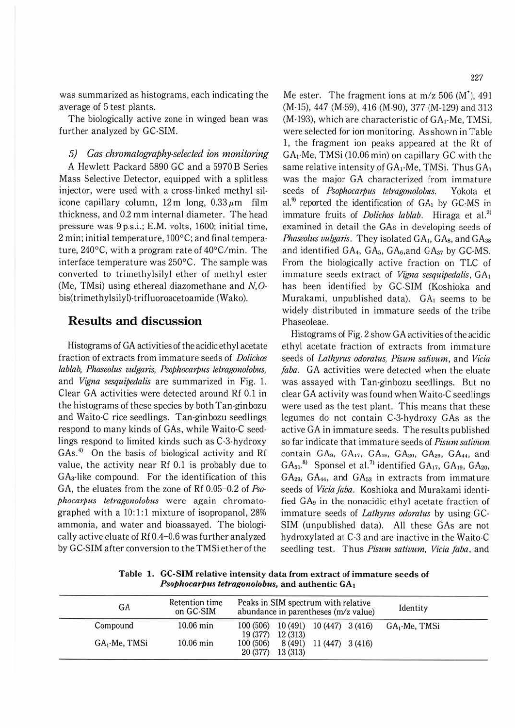was summarized as histograms, each indicating the average of 5 test plants.

The biologically active zone in winged bean was further analyzed by GC-SIM.

*5) Gas chromatography-selected ion monitoring*

A Hewlett Packard 5890 GC and a 5970 B Series Mass Selective Detector, equipped with a splitless injector, were used with a cross-linked methyl silicone capillary column, 12 m long, 0.33 $\mu$m film thickness, and 0.2 mm internal diameter. The head pressure was 9 p.s.i.; E.M. volts, 1600; initial time, 2 min; initial temperature, 100°C; and final temperature, 240°C, with a program rate of 40°C/min. The interface temperature was 250°C. The sample was converted to trimethylsilyl ether of methyl ester (Me, TMSi) using ethereal diazomethane and *N,O*-bis(trimethylsilyl)-trifluoroacetoamide (Wako).

## Results and discussion

Histograms of GA activities of the acidic ethyl acetate fraction of extracts from immature seeds of *Dolichos lablab, Phaseolus vulgaris, Psophocarpus tetragonolobus,* and *Vigna sesquipedalis* are summarized in Fig. 1. Clear GA activities were detected around Rf 0.1 in the histograms of these species by both Tan-ginbozu and Waito-C rice seedlings. Tan-ginbozu seedlings respond to many kinds of GAs, while Waito-C seedlings respond to limited kinds such as C-3-hydroxy GAs.[4] On the basis of biological activity and Rf value, the activity near Rf 0.1 is probably due to $GA_3$-like compound. For the identification of this GA, the eluates from the zone of Rf 0.05–0.2 of *Psophocarpus tetragonolobus* were again chromatographed with a 10:1:1 mixture of isopropanol, 28% ammonia, and water and bioassayed. The biologically active eluate of Rf 0.4–0.6 was further analyzed by GC-SIM after conversion to the TMSi ether of the Me ester. The fragment ions at m/z 506 ($M^+$), 491 (M-15), 447 (M-59), 416 (M-90), 377 (M-129) and 313 (M-193), which are characteristic of $GA_1$-Me, TMSi, were selected for ion monitoring. As shown in Table 1, the fragment ion peaks appeared at the Rt of $GA_1$-Me, TMSi (10.06 min) on capillary GC with the same relative intensity of $GA_1$-Me, TMSi. Thus $GA_1$ was the major GA characterized from immature seeds of *Psophocarpus tetragonolobus*. Yokota et al.[9] reported the identification of $GA_1$ by GC-MS in immature fruits of *Dolichos lablab*. Hiraga et al.[2] examined in detail the GAs in developing seeds of *Phaseolus vulgaris*. They isolated $GA_1$, $GA_8$, and $GA_{38}$ and identified $GA_4$, $GA_5$, $GA_6$, and $GA_{37}$ by GC-MS. From the biologically active fraction on TLC of immature seeds extract of *Vigna sesquipedalis*, $GA_1$ has been identified by GC-SIM (Koshioka and Murakami, unpublished data). $GA_1$ seems to be widely distributed in immature seeds of the tribe Phaseoleae.

Histograms of Fig. 2 show GA activities of the acidic ethyl acetate fraction of extracts from immature seeds of *Lathyrus odoratus, Pisum sativum*, and *Vicia faba*. GA activities were detected when the eluate was assayed with Tan-ginbozu seedlings. But no clear GA activity was found when Waito-C seedlings were used as the test plant. This means that these legumes do not contain C-3-hydroxy GAs as the active GA in immature seeds. The results published so far indicate that immature seeds of *Pisum sativum* contain $GA_9$, $GA_{17}$, $GA_{19}$, $GA_{20}$, $GA_{29}$, $GA_{44}$, and $GA_{51}$.[8] Sponsel et al.[7] identified $GA_{17}$, $GA_{19}$, $GA_{20}$, $GA_{29}$, $GA_{44}$, and $GA_{53}$ in extracts from immature seeds of *Vicia faba*. Koshioka and Murakami identified $GA_9$ in the nonacidic ethyl acetate fraction of immature seeds of *Lathyrus odoratus* by using GC-SIM (unpublished data). All these GAs are not hydroxylated at C-3 and are inactive in the Waito-C seedling test. Thus *Pisum sativum, Vicia faba*, and

**Table 1. GC-SIM relative intensity data from extract of immature seeds of *Psophocarpus tetragonolobus*, and authentic $GA_1$**

| GA | Retention time on GC-SIM | Peaks in SIM spectrum with relative abundance in parentheses (m/z value) | Identity |
|---|---|---|---|
| Compound | 10.06 min | 100 (506) 10 (491) 10 (447) 3 (416) 19 (377) 12 (313) | $GA_1$-Me, TMSi |
| $GA_1$-Me, TMSi | 10.06 min | 100 (506) 8 (491) 11 (447) 3 (416) 20 (377) 13 (313) | |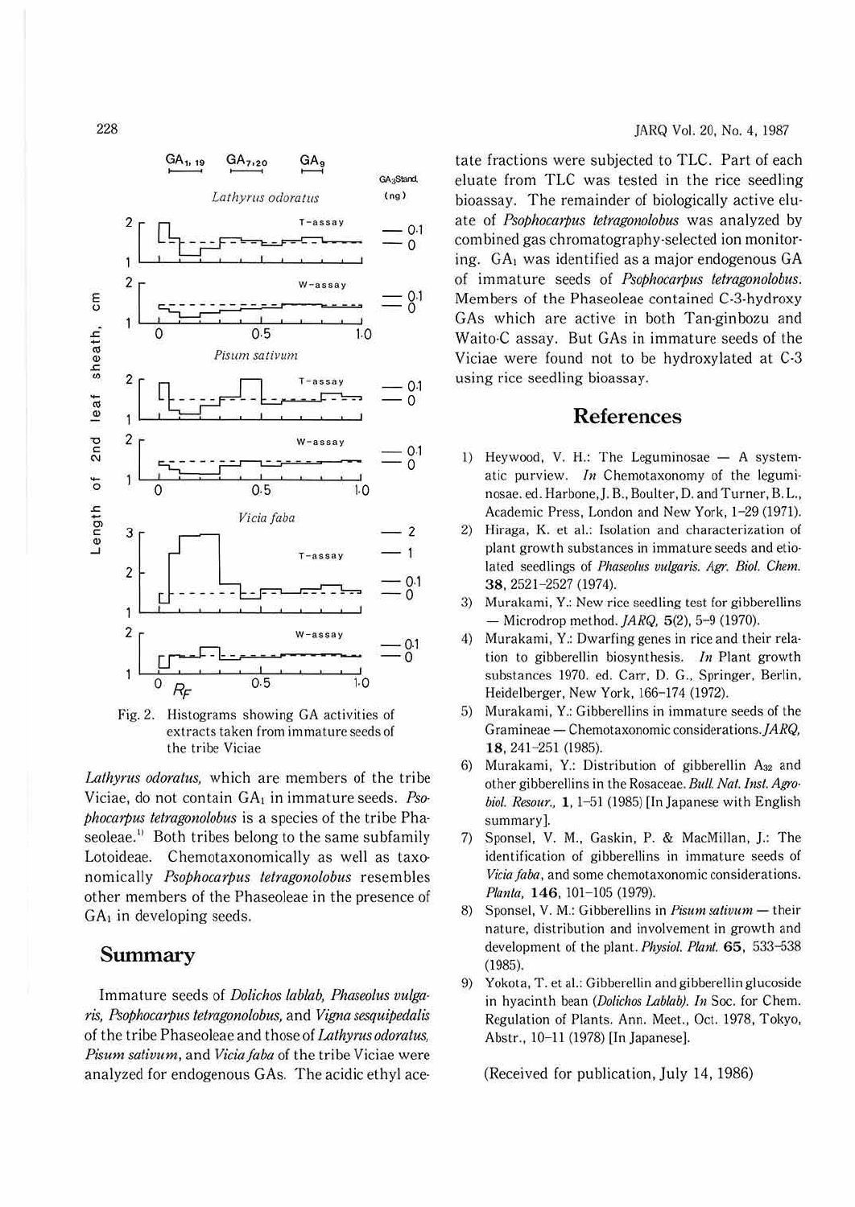$GA_{1,19}$ $GA_{7,20}$ $GA_9$

$GA_3$Stand. (ng)

*Lathyrus odoratus*

T-assay

W-assay

*Pisum sativum*

T-assay

W-assay

*Vicia faba*

T-assay

W-assay

Length of 2nd leaf sheath, cm

$R_F$

Fig. 2. Histograms showing GA activities of extracts taken from immature seeds of the tribe Viciae

*Lathyrus odoratus*, which are members of the tribe Viciae, do not contain $GA_1$ in immature seeds. *Psophocarpus tetragonolobus* is a species of the tribe Phaseoleae.[1] Both tribes belong to the same subfamily Lotoideae. Chemotaxonomically as well as taxonomically *Psophocarpus tetragonolobus* resembles other members of the Phaseoleae in the presence of $GA_1$ in developing seeds.

## Summary

Immature seeds of *Dolichos lablab*, *Phaseolus vulgaris*, *Psophocarpus tetragonolobus*, and *Vigna sesquipedalis* of the tribe Phaseoleae and those of *Lathyrus odoratus*, *Pisum sativum*, and *Vicia faba* of the tribe Viciae were analyzed for endogenous GAs. The acidic ethyl acetate fractions were subjected to TLC. Part of each eluate from TLC was tested in the rice seedling bioassay. The remainder of biologically active eluate of *Psophocarpus tetragonolobus* was analyzed by combined gas chromatography-selected ion monitoring. $GA_1$ was identified as a major endogenous GA of immature seeds of *Psophocarpus tetragonolobus*. Members of the Phaseoleae contained C-3-hydroxy GAs which are active in both Tan-ginbozu and Waito-C assay. But GAs in immature seeds of the Viciae were found not to be hydroxylated at C-3 using rice seedling bioassay.

## References

1) Heywood, V. H.: The Leguminosae — A systematic purview. *In* Chemotaxonomy of the leguminosae. ed. Harbone, J. B., Boulter, D. and Turner, B. L., Academic Press, London and New York, 1–29 (1971).
2) Hiraga, K. et al.: Isolation and characterization of plant growth substances in immature seeds and etiolated seedlings of *Phaseolus vulgaris*. *Agr. Biol. Chem.* **38**, 2521–2527 (1974).
3) Murakami, Y.: New rice seedling test for gibberellins — Microdrop method. *JARQ*, **5**(2), 5–9 (1970).
4) Murakami, Y.: Dwarfing genes in rice and their relation to gibberellin biosynthesis. *In* Plant growth substances 1970. ed. Carr, D. G., Springer, Berlin, Heidelberger, New York, 166–174 (1972).
5) Murakami, Y.: Gibberellins in immature seeds of the Gramineae — Chemotaxonomic considerations. *JARQ*, **18**, 241–251 (1985).
6) Murakami, Y.: Distribution of gibberellin $A_{32}$ and other gibberellins in the Rosaceae. *Bull. Nat. Inst. Agrobiol. Resour.*, **1**, 1–51 (1985) [In Japanese with English summary].
7) Sponsel, V. M., Gaskin, P. & MacMillan, J.: The identification of gibberellins in immature seeds of *Vicia faba*, and some chemotaxonomic considerations. *Planta*, **146**, 101–105 (1979).
8) Sponsel, V. M.: Gibberellins in *Pisum sativum* — their nature, distribution and involvement in growth and development of the plant. *Physiol. Plant.* **65**, 533–538 (1985).
9) Yokota, T. et al.: Gibberellin and gibberellin glucoside in hyacinth bean (*Dolichos Lablab*). *In* Soc. for Chem. Regulation of Plants. Ann. Meet., Oct. 1978, Tokyo, Abstr., 10–11 (1978) [In Japanese].

(Received for publication, July 14, 1986)